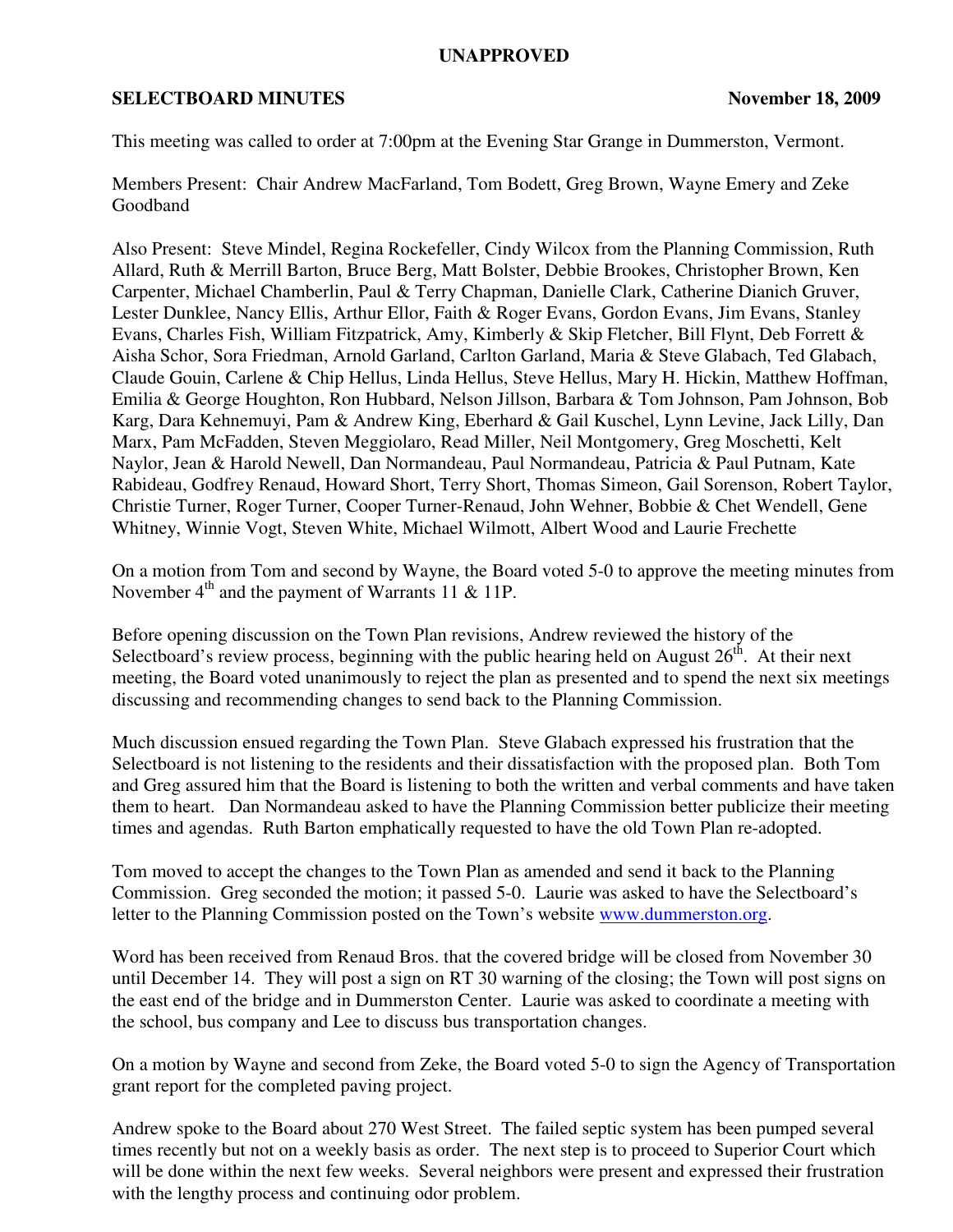**UNAPPROVED**

**SELECTBOARD MINUTES** **November 18, 2009**

This meeting was called to order at 7:00pm at the Evening Star Grange in Dummerston, Vermont.

Members Present: Chair Andrew MacFarland, Tom Bodett, Greg Brown, Wayne Emery and Zeke Goodband

Also Present: Steve Mindel, Regina Rockefeller, Cindy Wilcox from the Planning Commission, Ruth Allard, Ruth & Merrill Barton, Bruce Berg, Matt Bolster, Debbie Brookes, Christopher Brown, Ken Carpenter, Michael Chamberlin, Paul & Terry Chapman, Danielle Clark, Catherine Dianich Gruver, Lester Dunklee, Nancy Ellis, Arthur Ellor, Faith & Roger Evans, Gordon Evans, Jim Evans, Stanley Evans, Charles Fish, William Fitzpatrick, Amy, Kimberly & Skip Fletcher, Bill Flynt, Deb Forrett & Aisha Schor, Sora Friedman, Arnold Garland, Carlton Garland, Maria & Steve Glabach, Ted Glabach, Claude Gouin, Carlene & Chip Hellus, Linda Hellus, Steve Hellus, Mary H. Hickin, Matthew Hoffman, Emilia & George Houghton, Ron Hubbard, Nelson Jillson, Barbara & Tom Johnson, Pam Johnson, Bob Karg, Dara Kehnemuyi, Pam & Andrew King, Eberhard & Gail Kuschel, Lynn Levine, Jack Lilly, Dan Marx, Pam McFadden, Steven Meggiolaro, Read Miller, Neil Montgomery, Greg Moschetti, Kelt Naylor, Jean & Harold Newell, Dan Normandeau, Paul Normandeau, Patricia & Paul Putnam, Kate Rabideau, Godfrey Renaud, Howard Short, Terry Short, Thomas Simeon, Gail Sorenson, Robert Taylor, Christie Turner, Roger Turner, Cooper Turner-Renaud, John Wehner, Bobbie & Chet Wendell, Gene Whitney, Winnie Vogt, Steven White, Michael Wilmott, Albert Wood and Laurie Frechette

On a motion from Tom and second by Wayne, the Board voted 5-0 to approve the meeting minutes from November 4th and the payment of Warrants 11 & 11P.

Before opening discussion on the Town Plan revisions, Andrew reviewed the history of the Selectboard's review process, beginning with the public hearing held on August 26th. At their next meeting, the Board voted unanimously to reject the plan as presented and to spend the next six meetings discussing and recommending changes to send back to the Planning Commission.

Much discussion ensued regarding the Town Plan. Steve Glabach expressed his frustration that the Selectboard is not listening to the residents and their dissatisfaction with the proposed plan. Both Tom and Greg assured him that the Board is listening to both the written and verbal comments and have taken them to heart. Dan Normandeau asked to have the Planning Commission better publicize their meeting times and agendas. Ruth Barton emphatically requested to have the old Town Plan re-adopted.

Tom moved to accept the changes to the Town Plan as amended and send it back to the Planning Commission. Greg seconded the motion; it passed 5-0. Laurie was asked to have the Selectboard's letter to the Planning Commission posted on the Town's website www.dummerston.org.

Word has been received from Renaud Bros. that the covered bridge will be closed from November 30 until December 14. They will post a sign on RT 30 warning of the closing; the Town will post signs on the east end of the bridge and in Dummerston Center. Laurie was asked to coordinate a meeting with the school, bus company and Lee to discuss bus transportation changes.

On a motion by Wayne and second from Zeke, the Board voted 5-0 to sign the Agency of Transportation grant report for the completed paving project.

Andrew spoke to the Board about 270 West Street. The failed septic system has been pumped several times recently but not on a weekly basis as order. The next step is to proceed to Superior Court which will be done within the next few weeks. Several neighbors were present and expressed their frustration with the lengthy process and continuing odor problem.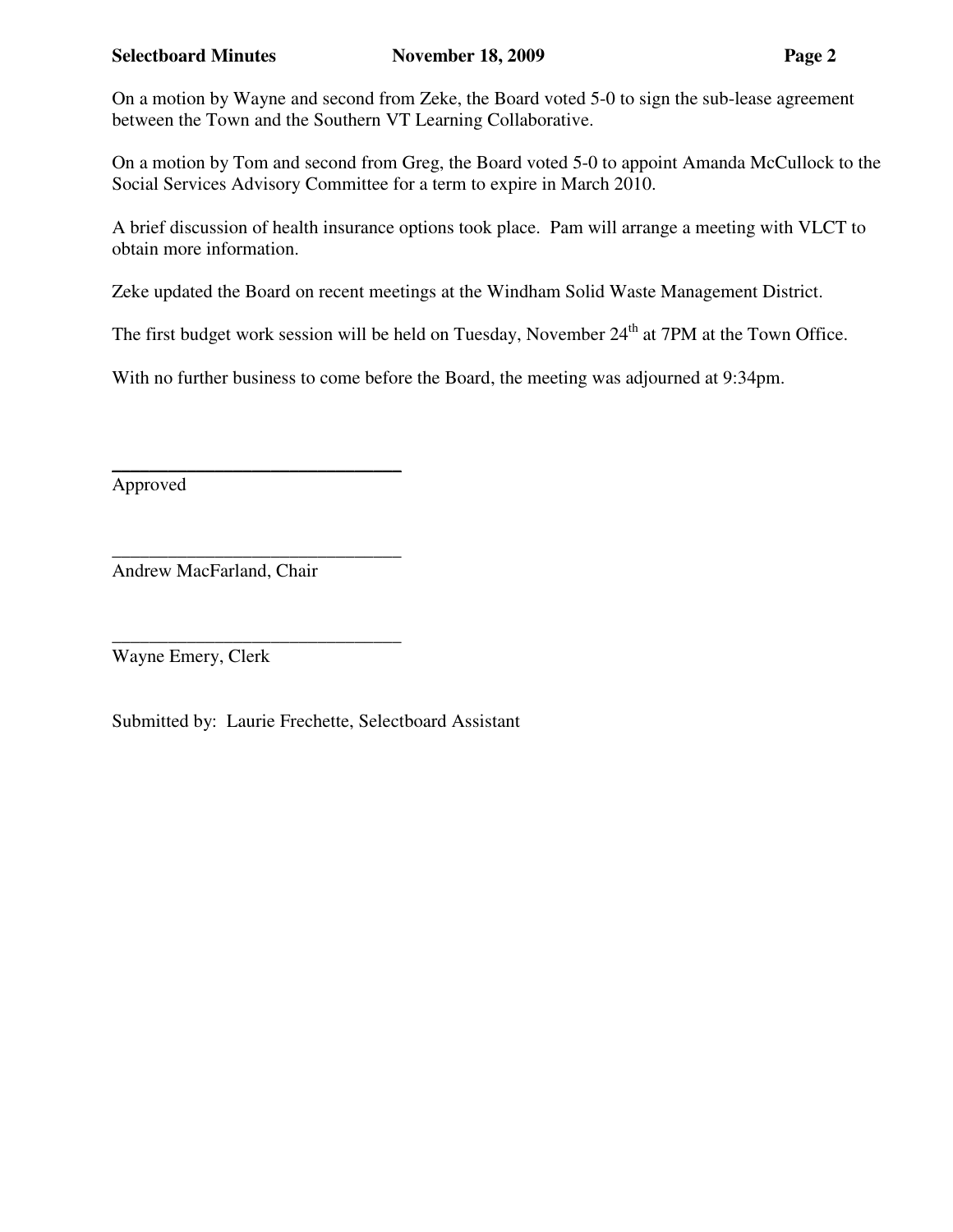On a motion by Wayne and second from Zeke, the Board voted 5-0 to sign the sub-lease agreement between the Town and the Southern VT Learning Collaborative.

On a motion by Tom and second from Greg, the Board voted 5-0 to appoint Amanda McCullock to the Social Services Advisory Committee for a term to expire in March 2010.

A brief discussion of health insurance options took place. Pam will arrange a meeting with VLCT to obtain more information.

Zeke updated the Board on recent meetings at the Windham Solid Waste Management District.

The first budget work session will be held on Tuesday, November 24th at 7PM at the Town Office.

With no further business to come before the Board, the meeting was adjourned at 9:34pm.

_______________________________
Approved

_______________________________
Andrew MacFarland, Chair

_______________________________
Wayne Emery, Clerk

Submitted by: Laurie Frechette, Selectboard Assistant